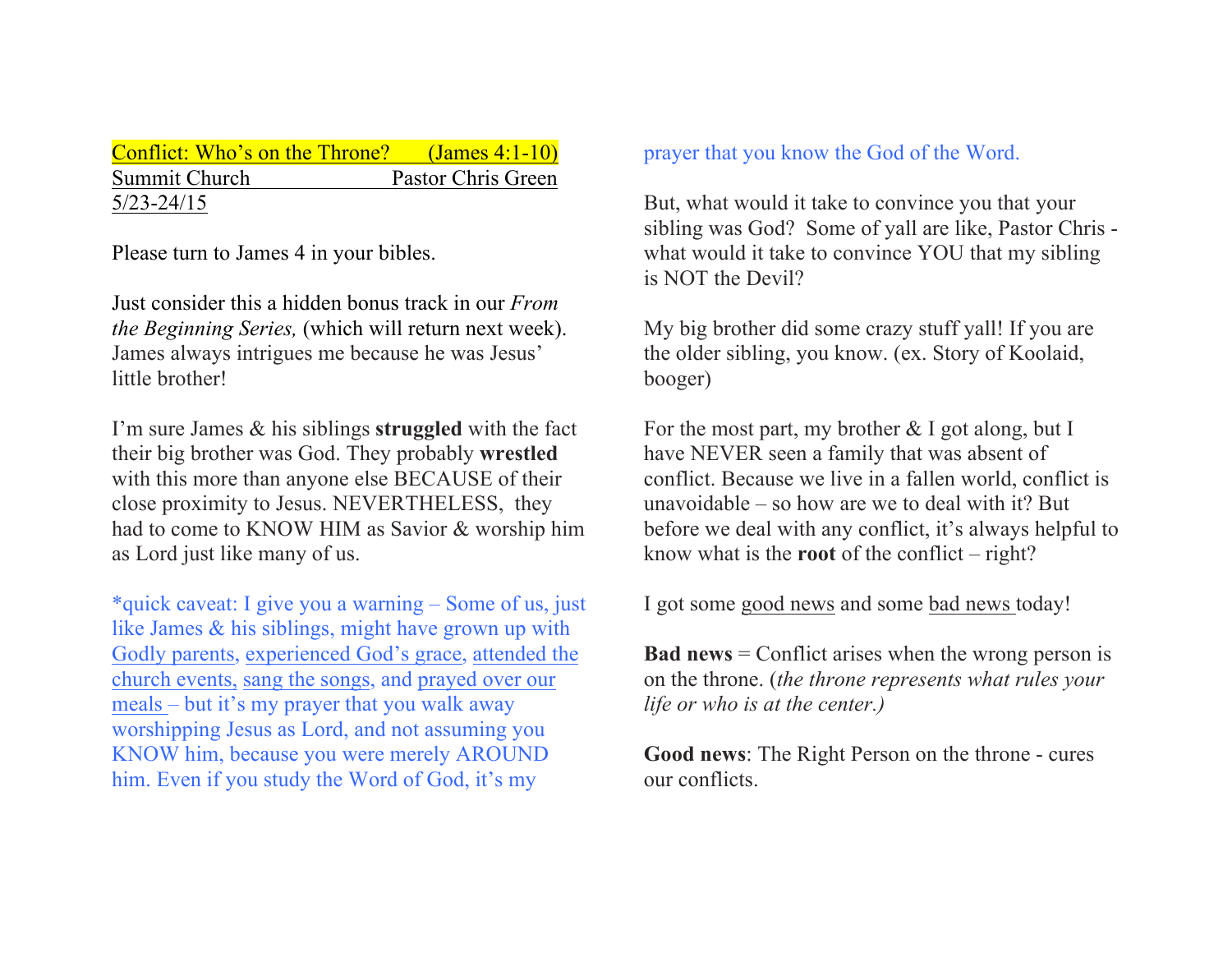Conflict: Who's on the Throne? (James 4:1-10)
Summit Church Pastor Chris Green
5/23-24/15

Please turn to James 4 in your bibles.

Just consider this a hidden bonus track in our *From the Beginning Series,* (which will return next week). James always intrigues me because he was Jesus' little brother!

I'm sure James & his siblings **struggled** with the fact their big brother was God. They probably **wrestled** with this more than anyone else BECAUSE of their close proximity to Jesus. NEVERTHELESS, they had to come to KNOW HIM as Savior & worship him as Lord just like many of us.

*quick caveat: I give you a warning – Some of us, just like James & his siblings, might have grown up with Godly parents, experienced God's grace, attended the church events, sang the songs, and prayed over our meals – but it's my prayer that you walk away worshipping Jesus as Lord, and not assuming you KNOW him, because you were merely AROUND him. Even if you study the Word of God, it's my prayer that you know the God of the Word.

But, what would it take to convince you that your sibling was God? Some of yall are like, Pastor Chris - what would it take to convince YOU that my sibling is NOT the Devil?

My big brother did some crazy stuff yall! If you are the older sibling, you know. (ex. Story of Koolaid, booger)

For the most part, my brother & I got along, but I have NEVER seen a family that was absent of conflict. Because we live in a fallen world, conflict is unavoidable – so how are we to deal with it? But before we deal with any conflict, it's always helpful to know what is the **root** of the conflict – right?

I got some good news and some bad news today!

**Bad news** = Conflict arises when the wrong person is on the throne. (*the throne represents what rules your life or who is at the center.)*

**Good news**: The Right Person on the throne - cures our conflicts.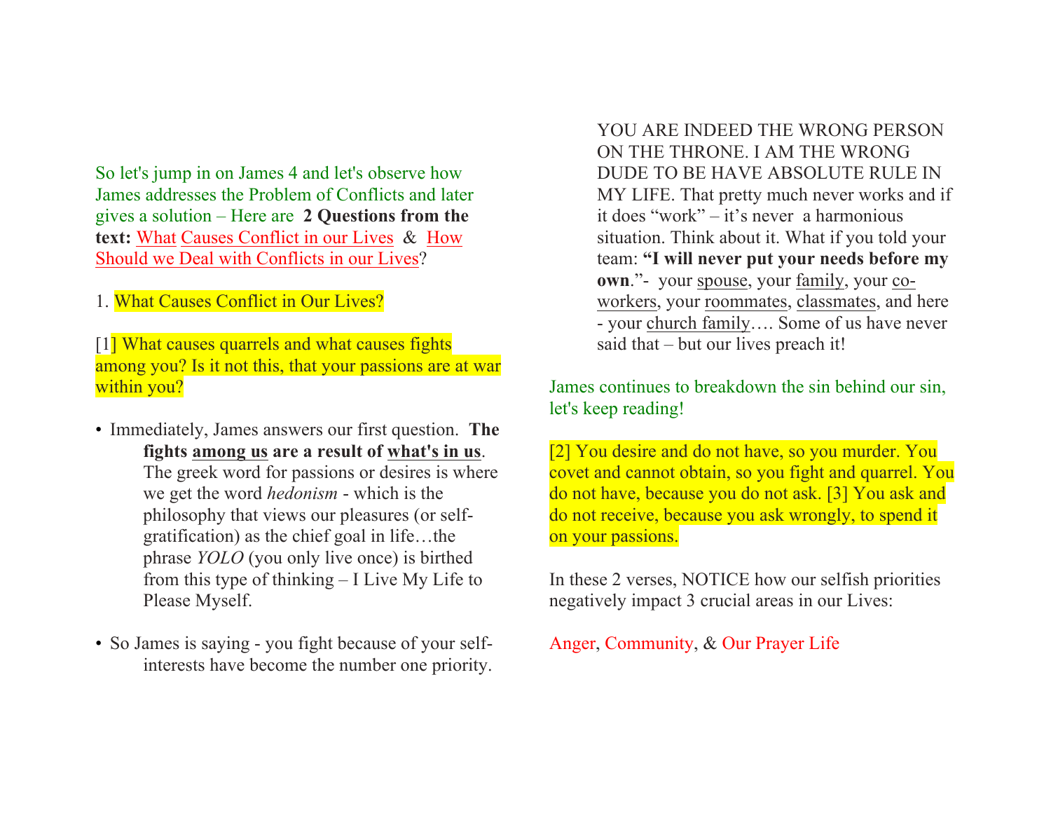So let's jump in on James 4 and let's observe how James addresses the Problem of Conflicts and later gives a solution – Here are **2 Questions from the text:** What Causes Conflict in our Lives & How Should we Deal with Conflicts in our Lives?

1. What Causes Conflict in Our Lives?

[1] What causes quarrels and what causes fights among you? Is it not this, that your passions are at war within you?

- Immediately, James answers our first question. **The fights among us are a result of what's in us**. The greek word for passions or desires is where we get the word *hedonism* - which is the philosophy that views our pleasures (or self-gratification) as the chief goal in life…the phrase *YOLO* (you only live once) is birthed from this type of thinking – I Live My Life to Please Myself.

- So James is saying - you fight because of your self-interests have become the number one priority.

YOU ARE INDEED THE WRONG PERSON ON THE THRONE. I AM THE WRONG DUDE TO BE HAVE ABSOLUTE RULE IN MY LIFE. That pretty much never works and if it does "work" – it's never a harmonious situation. Think about it. What if you told your team: **"I will never put your needs before my own**."- your spouse, your family, your co-workers, your roommates, classmates, and here - your church family…. Some of us have never said that – but our lives preach it!

James continues to breakdown the sin behind our sin, let's keep reading!

[2] You desire and do not have, so you murder. You covet and cannot obtain, so you fight and quarrel. You do not have, because you do not ask. [3] You ask and do not receive, because you ask wrongly, to spend it on your passions.

In these 2 verses, NOTICE how our selfish priorities negatively impact 3 crucial areas in our Lives:

Anger, Community, & Our Prayer Life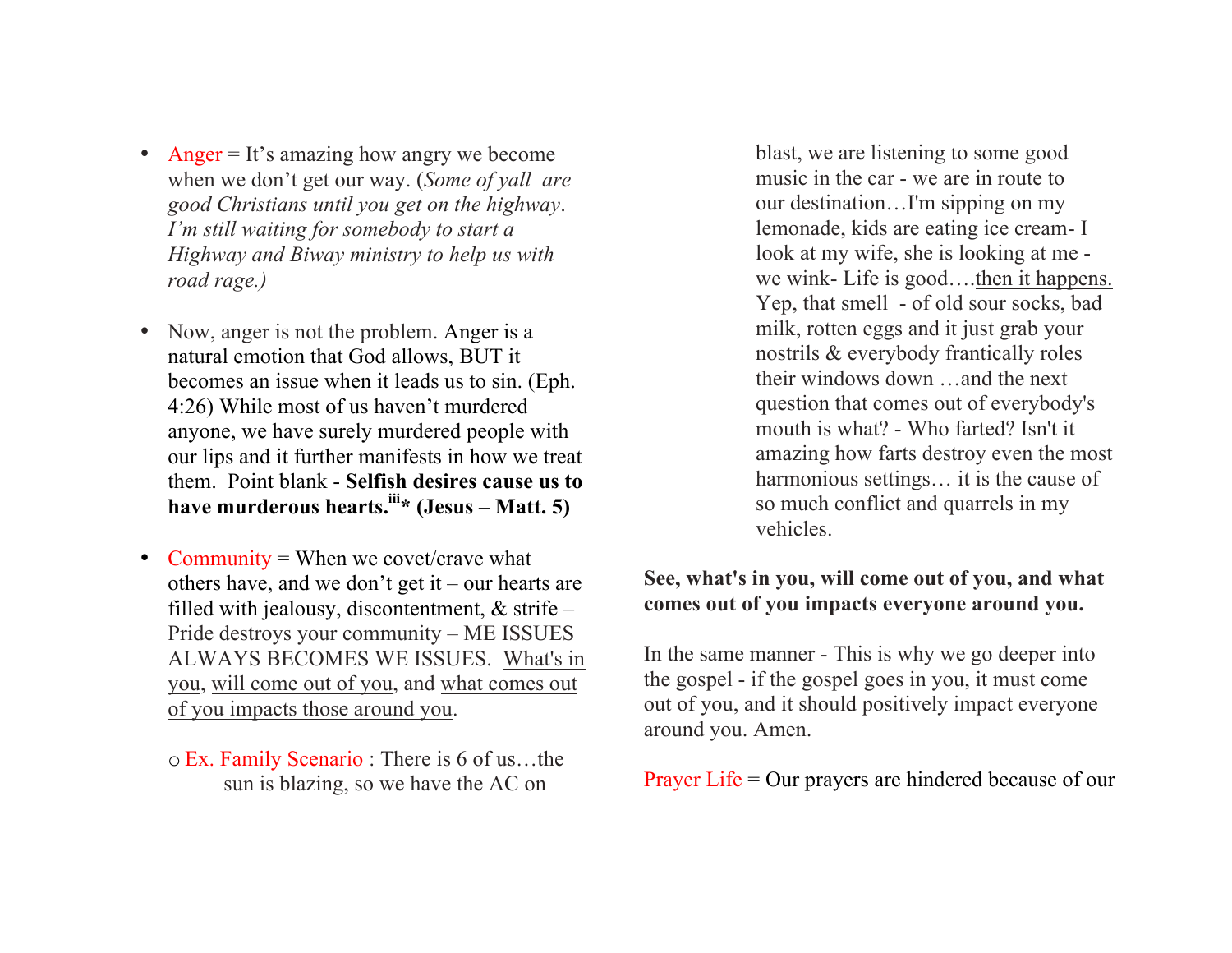- Anger = It's amazing how angry we become when we don't get our way. (*Some of yall are good Christians until you get on the highway. I'm still waiting for somebody to start a Highway and Biway ministry to help us with road rage.)*

- Now, anger is not the problem. Anger is a natural emotion that God allows, BUT it becomes an issue when it leads us to sin. (Eph. 4:26) While most of us haven't murdered anyone, we have surely murdered people with our lips and it further manifests in how we treat them. Point blank - **Selfish desires cause us to have murderous hearts.[iii]* (Jesus – Matt. 5)**

- Community = When we covet/crave what others have, and we don't get it – our hearts are filled with jealousy, discontentment, & strife – Pride destroys your community – ME ISSUES ALWAYS BECOMES WE ISSUES. What's in you, will come out of you, and what comes out of you impacts those around you.

  - Ex. Family Scenario : There is 6 of us…the sun is blazing, so we have the AC on blast, we are listening to some good music in the car - we are in route to our destination…I'm sipping on my lemonade, kids are eating ice cream- I look at my wife, she is looking at me - we wink- Life is good….then it happens. Yep, that smell - of old sour socks, bad milk, rotten eggs and it just grab your nostrils & everybody frantically roles their windows down …and the next question that comes out of everybody's mouth is what? - Who farted? Isn't it amazing how farts destroy even the most harmonious settings… it is the cause of so much conflict and quarrels in my vehicles.

**See, what's in you, will come out of you, and what comes out of you impacts everyone around you.**

In the same manner - This is why we go deeper into the gospel - if the gospel goes in you, it must come out of you, and it should positively impact everyone around you. Amen.

Prayer Life = Our prayers are hindered because of our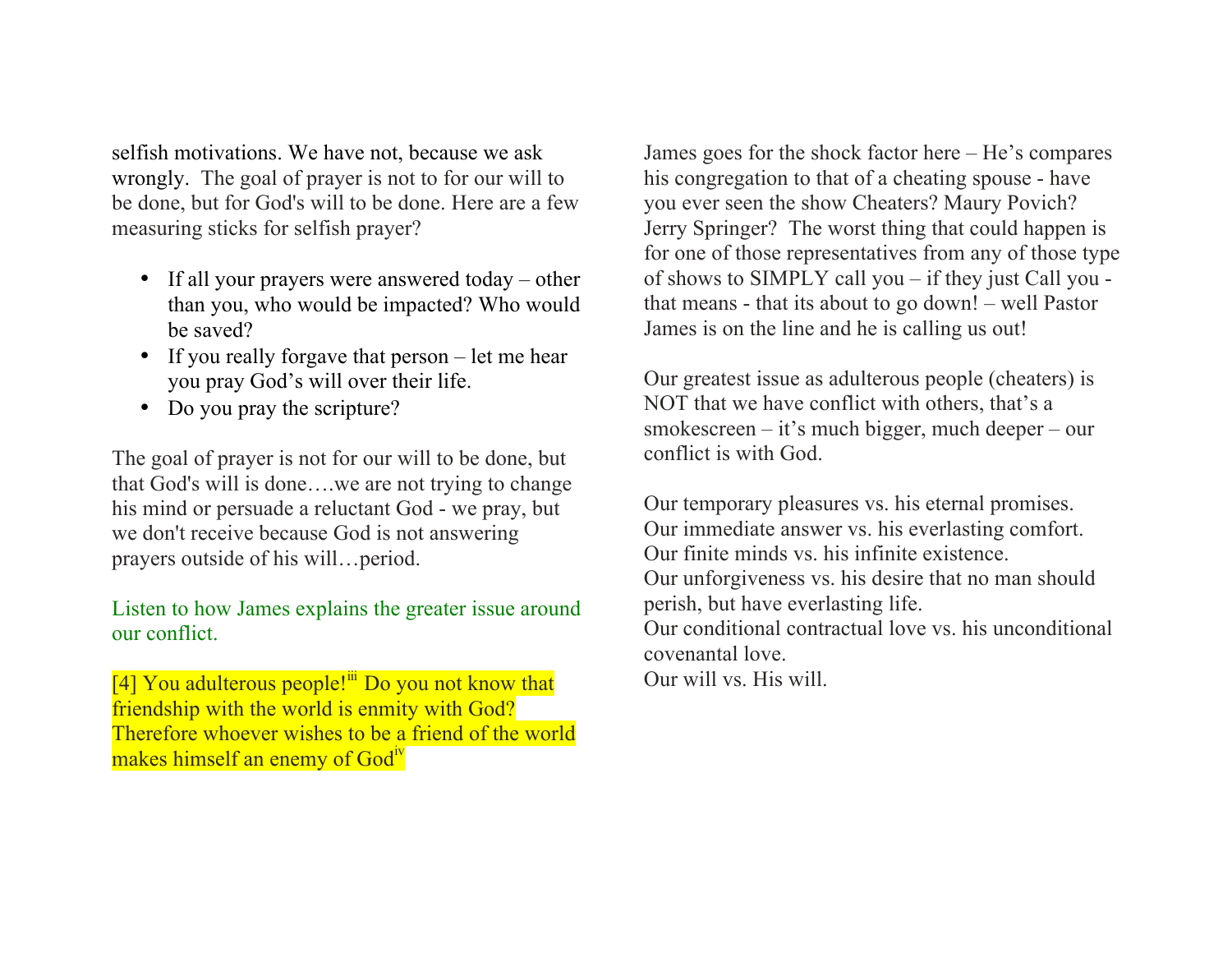selfish motivations. We have not, because we ask wrongly. The goal of prayer is not to for our will to be done, but for God's will to be done. Here are a few measuring sticks for selfish prayer?

- If all your prayers were answered today – other than you, who would be impacted? Who would be saved?
- If you really forgave that person – let me hear you pray God's will over their life.
- Do you pray the scripture?

The goal of prayer is not for our will to be done, but that God's will is done….we are not trying to change his mind or persuade a reluctant God - we pray, but we don't receive because God is not answering prayers outside of his will…period.

Listen to how James explains the greater issue around our conflict.

[4] You adulterous people![iii] Do you not know that friendship with the world is enmity with God? Therefore whoever wishes to be a friend of the world makes himself an enemy of God[iv]

James goes for the shock factor here – He's compares his congregation to that of a cheating spouse - have you ever seen the show Cheaters? Maury Povich? Jerry Springer? The worst thing that could happen is for one of those representatives from any of those type of shows to SIMPLY call you – if they just Call you - that means - that its about to go down! – well Pastor James is on the line and he is calling us out!

Our greatest issue as adulterous people (cheaters) is NOT that we have conflict with others, that's a smokescreen – it's much bigger, much deeper – our conflict is with God.

Our temporary pleasures vs. his eternal promises.
Our immediate answer vs. his everlasting comfort.
Our finite minds vs. his infinite existence.
Our unforgiveness vs. his desire that no man should perish, but have everlasting life.
Our conditional contractual love vs. his unconditional covenantal love.
Our will vs. His will.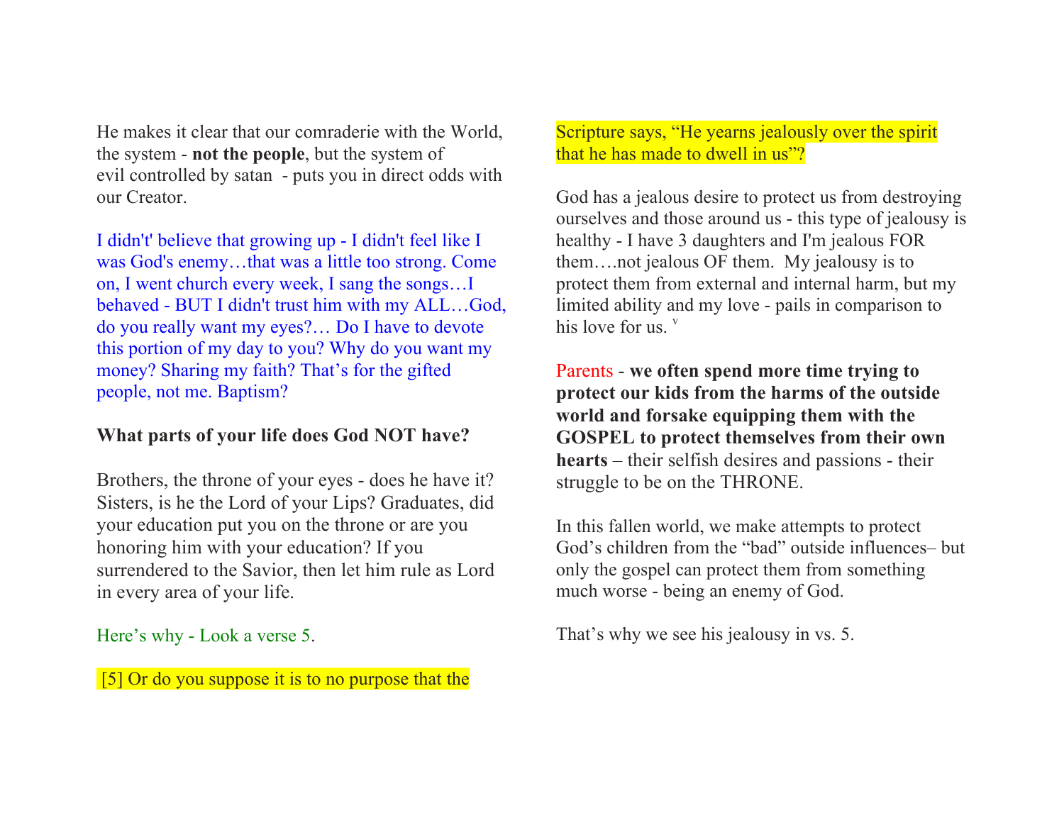He makes it clear that our comraderie with the World, the system - **not the people**, but the system of evil controlled by satan - puts you in direct odds with our Creator.

I didn't' believe that growing up - I didn't feel like I was God's enemy…that was a little too strong. Come on, I went church every week, I sang the songs…I behaved - BUT I didn't trust him with my ALL…God, do you really want my eyes?… Do I have to devote this portion of my day to you? Why do you want my money? Sharing my faith? That's for the gifted people, not me. Baptism?

**What parts of your life does God NOT have?**

Brothers, the throne of your eyes - does he have it? Sisters, is he the Lord of your Lips? Graduates, did your education put you on the throne or are you honoring him with your education? If you surrendered to the Savior, then let him rule as Lord in every area of your life.

Here's why - Look a verse 5.

[5] Or do you suppose it is to no purpose that the Scripture says, "He yearns jealously over the spirit that he has made to dwell in us"?

God has a jealous desire to protect us from destroying ourselves and those around us - this type of jealousy is healthy - I have 3 daughters and I'm jealous FOR them….not jealous OF them. My jealousy is to protect them from external and internal harm, but my limited ability and my love - pails in comparison to his love for us. [v]

Parents - **we often spend more time trying to protect our kids from the harms of the outside world and forsake equipping them with the GOSPEL to protect themselves from their own hearts** – their selfish desires and passions - their struggle to be on the THRONE.

In this fallen world, we make attempts to protect God's children from the "bad" outside influences– but only the gospel can protect them from something much worse - being an enemy of God.

That's why we see his jealousy in vs. 5.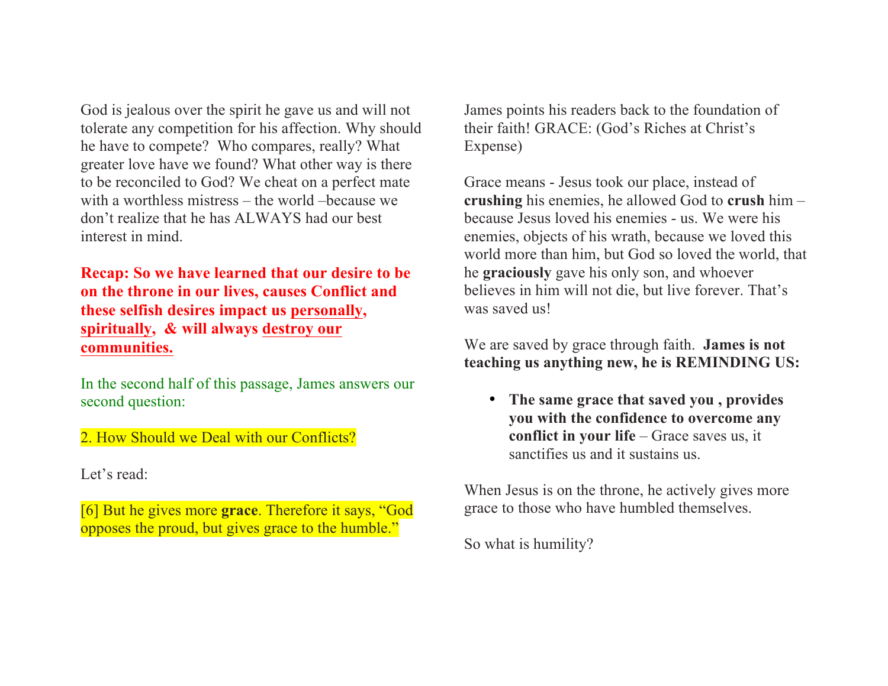God is jealous over the spirit he gave us and will not tolerate any competition for his affection. Why should he have to compete? Who compares, really? What greater love have we found? What other way is there to be reconciled to God? We cheat on a perfect mate with a worthless mistress – the world –because we don't realize that he has ALWAYS had our best interest in mind.

**Recap: So we have learned that our desire to be on the throne in our lives, causes Conflict and these selfish desires impact us personally, spiritually, & will always destroy our communities.**

In the second half of this passage, James answers our second question:

2. How Should we Deal with our Conflicts?

Let's read:

[6] But he gives more **grace**. Therefore it says, "God opposes the proud, but gives grace to the humble."

James points his readers back to the foundation of their faith! GRACE: (God's Riches at Christ's Expense)

Grace means - Jesus took our place, instead of **crushing** his enemies, he allowed God to **crush** him – because Jesus loved his enemies - us. We were his enemies, objects of his wrath, because we loved this world more than him, but God so loved the world, that he **graciously** gave his only son, and whoever believes in him will not die, but live forever. That's was saved us!

We are saved by grace through faith. **James is not teaching us anything new, he is REMINDING US:**

- **The same grace that saved you , provides you with the confidence to overcome any conflict in your life** – Grace saves us, it sanctifies us and it sustains us.

When Jesus is on the throne, he actively gives more grace to those who have humbled themselves.

So what is humility?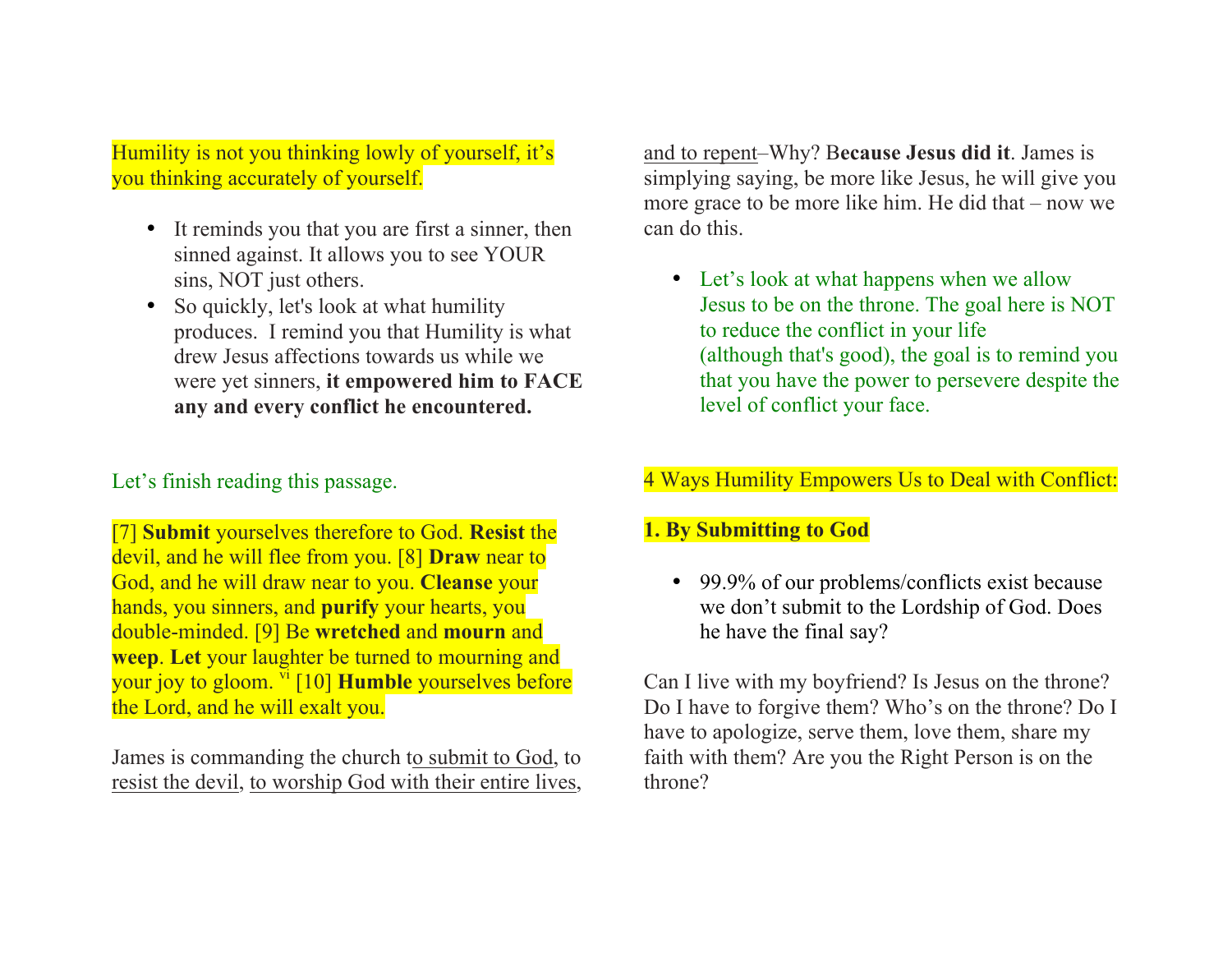Humility is not you thinking lowly of yourself, it's you thinking accurately of yourself.

- It reminds you that you are first a sinner, then sinned against. It allows you to see YOUR sins, NOT just others.
- So quickly, let's look at what humility produces. I remind you that Humility is what drew Jesus affections towards us while we were yet sinners, **it empowered him to FACE any and every conflict he encountered.**

Let's finish reading this passage.

[7] **Submit** yourselves therefore to God. **Resist** the devil, and he will flee from you. [8] **Draw** near to God, and he will draw near to you. **Cleanse** your hands, you sinners, and **purify** your hearts, you double-minded. [9] Be **wretched** and **mourn** and **weep**. **Let** your laughter be turned to mourning and your joy to gloom. [vi] [10] **Humble** yourselves before the Lord, and he will exalt you.

James is commanding the church to submit to God, to resist the devil, to worship God with their entire lives, and to repent–Why? B**ecause Jesus did it**. James is simplying saying, be more like Jesus, he will give you more grace to be more like him. He did that – now we can do this.

- Let's look at what happens when we allow Jesus to be on the throne. The goal here is NOT to reduce the conflict in your life (although that's good), the goal is to remind you that you have the power to persevere despite the level of conflict your face.

4 Ways Humility Empowers Us to Deal with Conflict:

**1. By Submitting to God**

- 99.9% of our problems/conflicts exist because we don't submit to the Lordship of God. Does he have the final say?

Can I live with my boyfriend? Is Jesus on the throne? Do I have to forgive them? Who's on the throne? Do I have to apologize, serve them, love them, share my faith with them? Are you the Right Person is on the throne?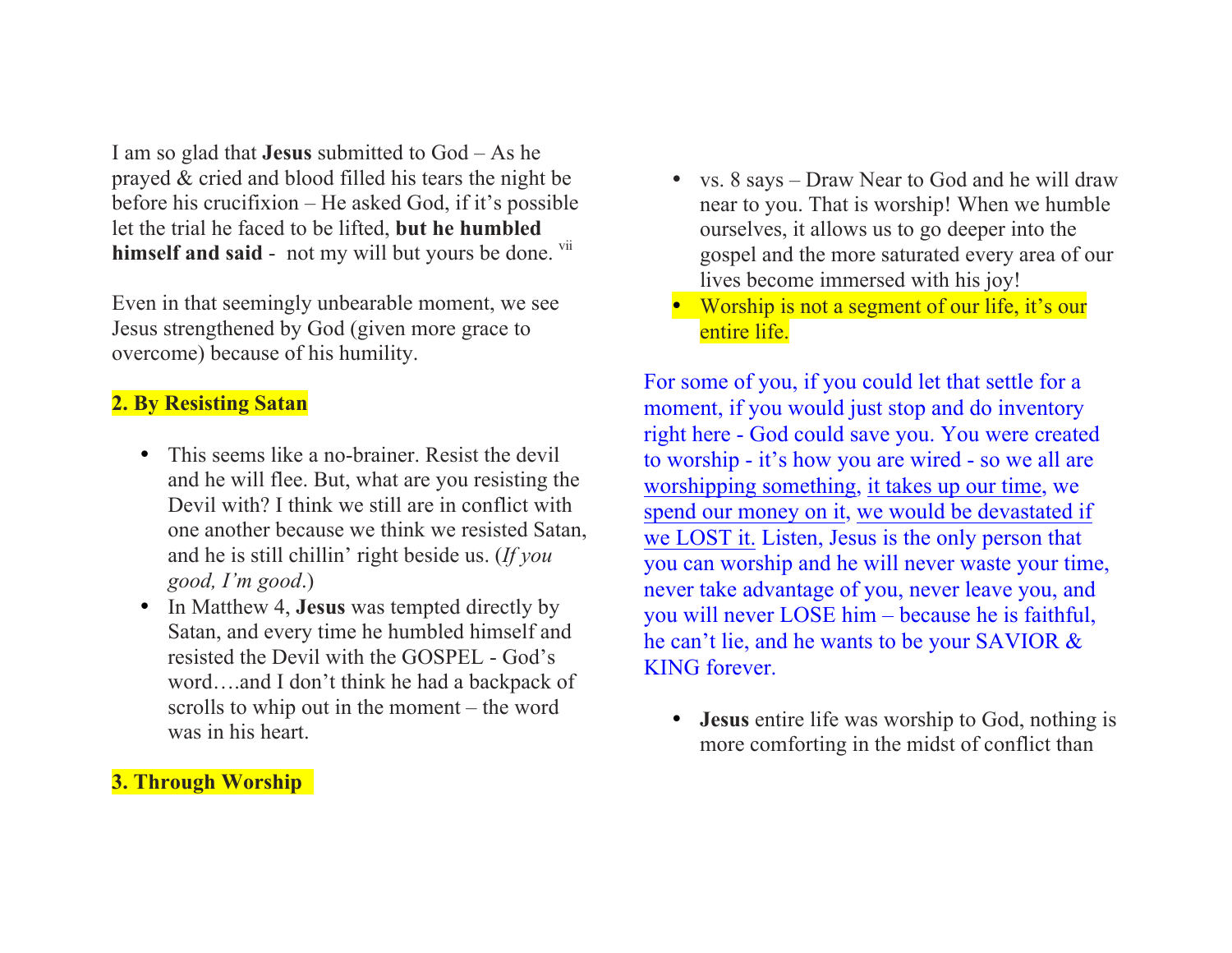I am so glad that **Jesus** submitted to God – As he prayed & cried and blood filled his tears the night be before his crucifixion – He asked God, if it's possible let the trial he faced to be lifted, **but he humbled himself and said** - not my will but yours be done. [vii]

Even in that seemingly unbearable moment, we see Jesus strengthened by God (given more grace to overcome) because of his humility.

**2. By Resisting Satan**

- This seems like a no-brainer. Resist the devil and he will flee. But, what are you resisting the Devil with? I think we still are in conflict with one another because we think we resisted Satan, and he is still chillin' right beside us. (*If you good, I'm good*.)
- In Matthew 4, **Jesus** was tempted directly by Satan, and every time he humbled himself and resisted the Devil with the GOSPEL - God's word….and I don't think he had a backpack of scrolls to whip out in the moment – the word was in his heart.

**3. Through Worship**

- vs. 8 says – Draw Near to God and he will draw near to you. That is worship! When we humble ourselves, it allows us to go deeper into the gospel and the more saturated every area of our lives become immersed with his joy!
- Worship is not a segment of our life, it's our entire life.

For some of you, if you could let that settle for a moment, if you would just stop and do inventory right here - God could save you. You were created to worship - it's how you are wired - so we all are worshipping something, it takes up our time, we spend our money on it, we would be devastated if we LOST it. Listen, Jesus is the only person that you can worship and he will never waste your time, never take advantage of you, never leave you, and you will never LOSE him – because he is faithful, he can't lie, and he wants to be your SAVIOR & KING forever.

- **Jesus** entire life was worship to God, nothing is more comforting in the midst of conflict than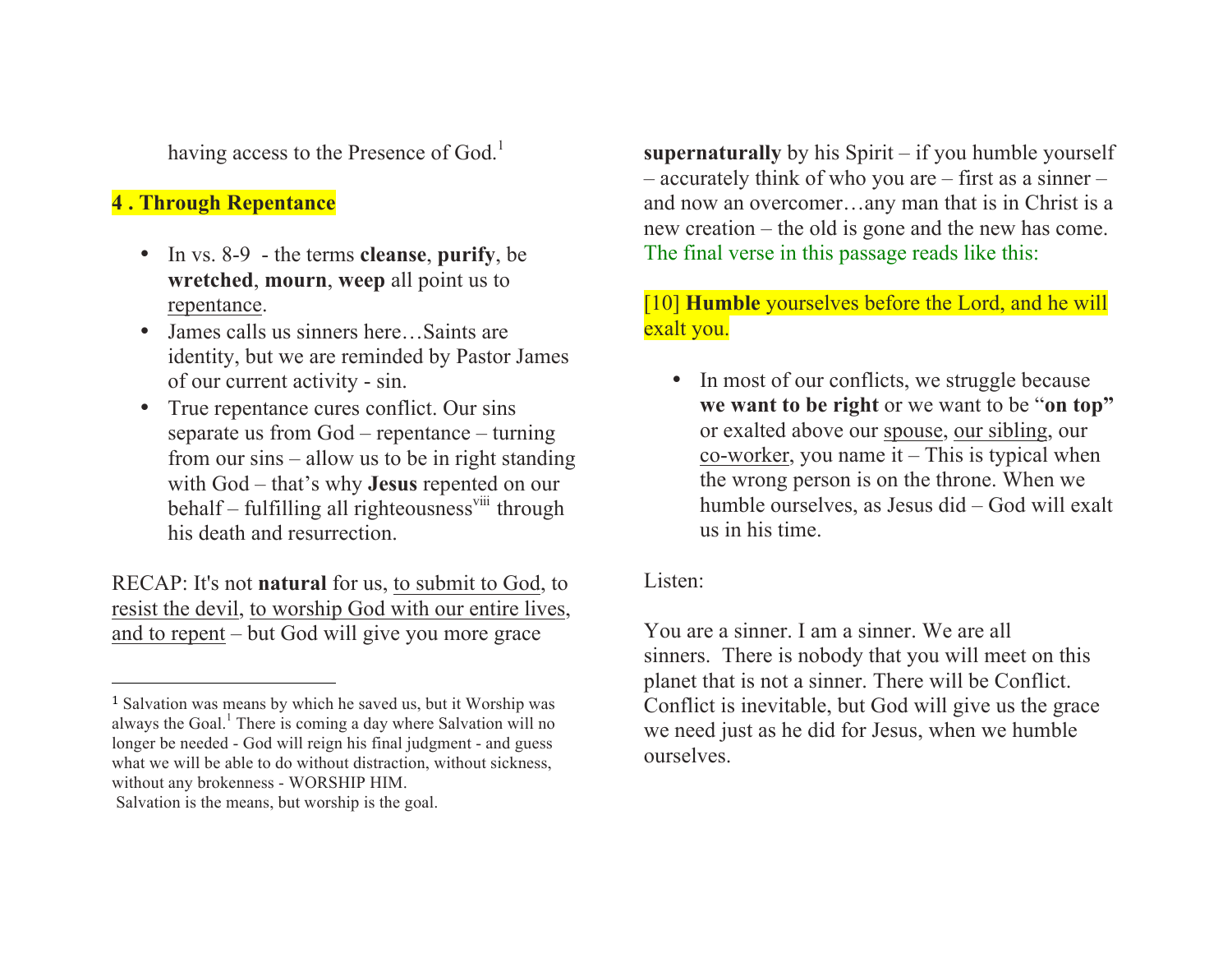having access to the Presence of God.[1]

**4 . Through Repentance**

- In vs. 8-9 - the terms **cleanse**, **purify**, be **wretched**, **mourn**, **weep** all point us to repentance.
- James calls us sinners here…Saints are identity, but we are reminded by Pastor James of our current activity - sin.
- True repentance cures conflict. Our sins separate us from God – repentance – turning from our sins – allow us to be in right standing with God – that's why **Jesus** repented on our behalf – fulfilling all righteousness[viii] through his death and resurrection.

RECAP: It's not **natural** for us, to submit to God, to resist the devil, to worship God with our entire lives, and to repent – but God will give you more grace **supernaturally** by his Spirit – if you humble yourself – accurately think of who you are – first as a sinner – and now an overcomer…any man that is in Christ is a new creation – the old is gone and the new has come. The final verse in this passage reads like this:

[10] **Humble** yourselves before the Lord, and he will exalt you.

- In most of our conflicts, we struggle because **we want to be right** or we want to be "**on top"** or exalted above our spouse, our sibling, our co-worker, you name it – This is typical when the wrong person is on the throne. When we humble ourselves, as Jesus did – God will exalt us in his time.

Listen:

You are a sinner. I am a sinner. We are all sinners. There is nobody that you will meet on this planet that is not a sinner. There will be Conflict. Conflict is inevitable, but God will give us the grace we need just as he did for Jesus, when we humble ourselves.

---

[1] Salvation was means by which he saved us, but it Worship was always the Goal.[1] There is coming a day where Salvation will no longer be needed - God will reign his final judgment - and guess what we will be able to do without distraction, without sickness, without any brokenness - WORSHIP HIM.
Salvation is the means, but worship is the goal.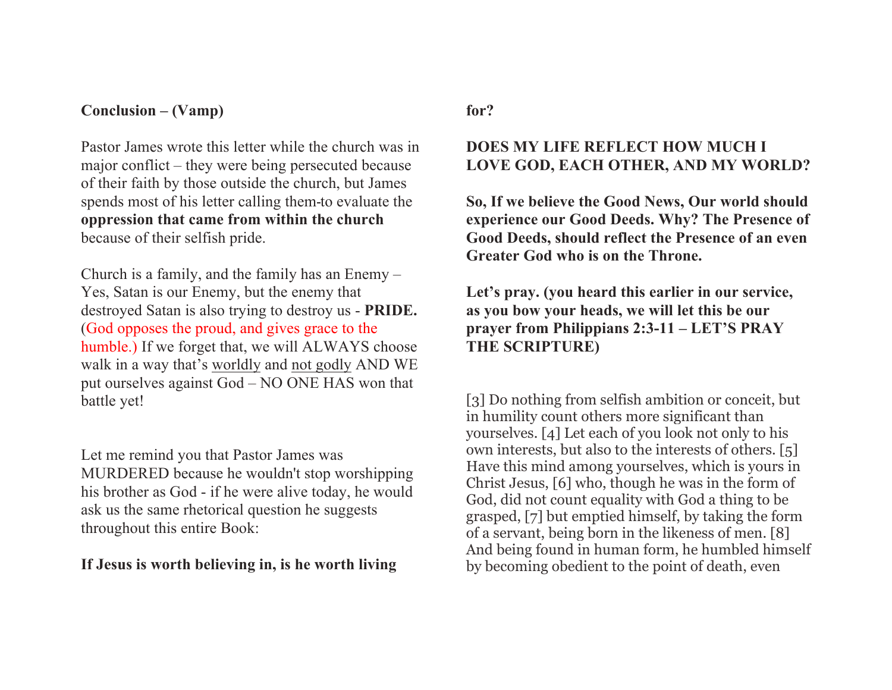**Conclusion – (Vamp)**

Pastor James wrote this letter while the church was in major conflict – they were being persecuted because of their faith by those outside the church, but James spends most of his letter calling them-to evaluate the **oppression that came from within the church** because of their selfish pride.

Church is a family, and the family has an Enemy – Yes, Satan is our Enemy, but the enemy that destroyed Satan is also trying to destroy us - **PRIDE.** (God opposes the proud, and gives grace to the humble.) If we forget that, we will ALWAYS choose walk in a way that's worldly and not godly AND WE put ourselves against God – NO ONE HAS won that battle yet!

Let me remind you that Pastor James was MURDERED because he wouldn't stop worshipping his brother as God - if he were alive today, he would ask us the same rhetorical question he suggests throughout this entire Book:

**If Jesus is worth believing in, is he worth living for?**

**DOES MY LIFE REFLECT HOW MUCH I LOVE GOD, EACH OTHER, AND MY WORLD?**

**So, If we believe the Good News, Our world should experience our Good Deeds. Why? The Presence of Good Deeds, should reflect the Presence of an even Greater God who is on the Throne.**

**Let's pray. (you heard this earlier in our service, as you bow your heads, we will let this be our prayer from Philippians 2:3-11 – LET'S PRAY THE SCRIPTURE)**

[3] Do nothing from selfish ambition or conceit, but in humility count others more significant than yourselves. [4] Let each of you look not only to his own interests, but also to the interests of others. [5] Have this mind among yourselves, which is yours in Christ Jesus, [6] who, though he was in the form of God, did not count equality with God a thing to be grasped, [7] but emptied himself, by taking the form of a servant, being born in the likeness of men. [8] And being found in human form, he humbled himself by becoming obedient to the point of death, even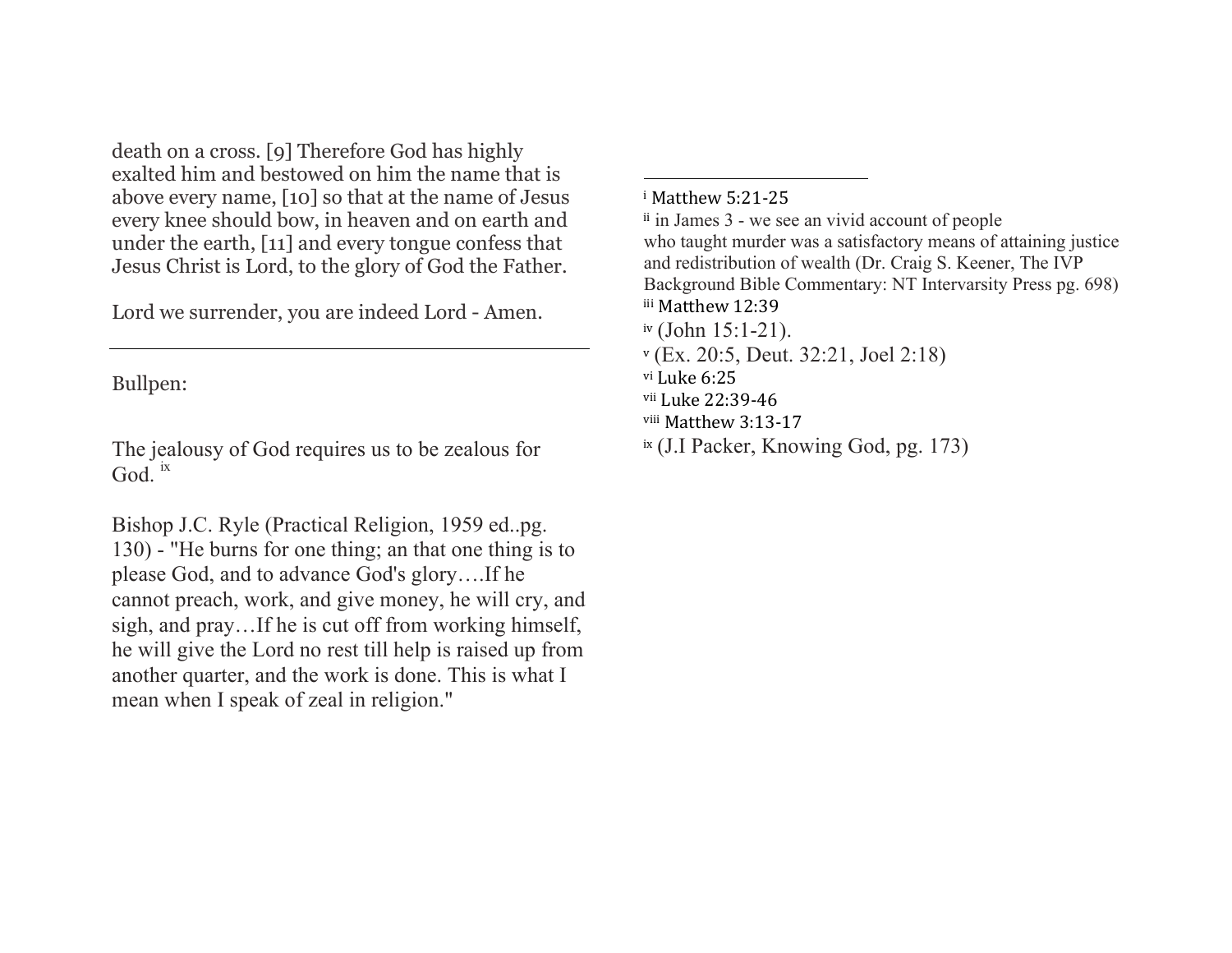death on a cross. [9] Therefore God has highly exalted him and bestowed on him the name that is above every name, [10] so that at the name of Jesus every knee should bow, in heaven and on earth and under the earth, [11] and every tongue confess that Jesus Christ is Lord, to the glory of God the Father.

Lord we surrender, you are indeed Lord - Amen.

---

Bullpen:

The jealousy of God requires us to be zealous for God. [ix]

Bishop J.C. Ryle (Practical Religion, 1959 ed..pg. 130) - "He burns for one thing; an that one thing is to please God, and to advance God's glory….If he cannot preach, work, and give money, he will cry, and sigh, and pray…If he is cut off from working himself, he will give the Lord no rest till help is raised up from another quarter, and the work is done. This is what I mean when I speak of zeal in religion."

---

[i] Matthew 5:21-25

[ii] in James 3 - we see an vivid account of people who taught murder was a satisfactory means of attaining justice and redistribution of wealth (Dr. Craig S. Keener, The IVP Background Bible Commentary: NT Intervarsity Press pg. 698)

[iii] Matthew 12:39

[iv] (John 15:1-21).

[v] (Ex. 20:5, Deut. 32:21, Joel 2:18)

[vi] Luke 6:25

[vii] Luke 22:39-46

[viii] Matthew 3:13-17

[ix] (J.I Packer, Knowing God, pg. 173)